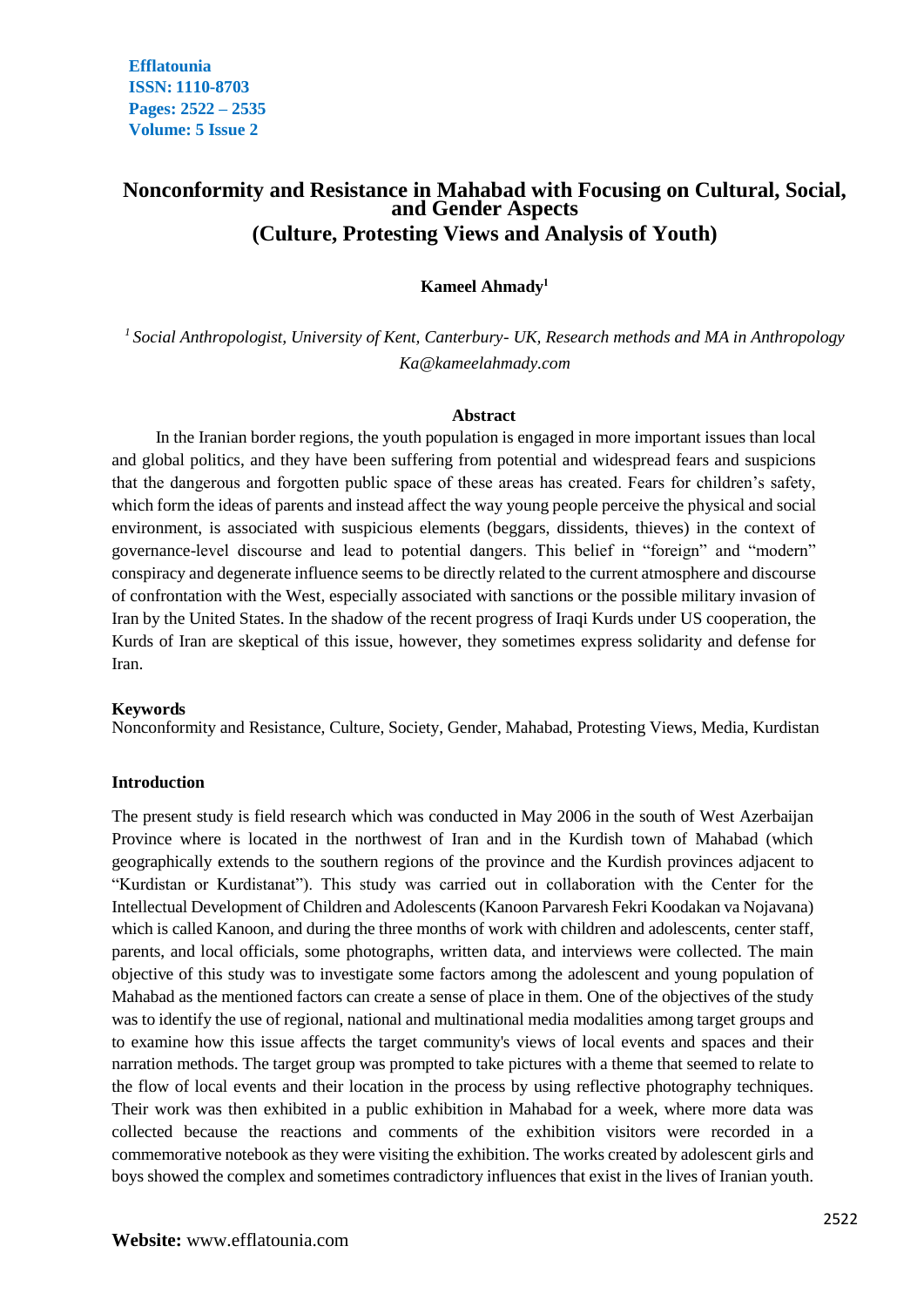# Nonconformity and Resistance in Mahabad with Focusing on Cultural, Social, and Gender Aspects
## (Culture, Protesting Views and Analysis of Youth)

**Kameel Ahmady**[1]

[1] *Social Anthropologist, University of Kent, Canterbury- UK, Research methods and MA in Anthropology*
*Ka@kameelahmady.com*

### Abstract

In the Iranian border regions, the youth population is engaged in more important issues than local and global politics, and they have been suffering from potential and widespread fears and suspicions that the dangerous and forgotten public space of these areas has created. Fears for children's safety, which form the ideas of parents and instead affect the way young people perceive the physical and social environment, is associated with suspicious elements (beggars, dissidents, thieves) in the context of governance-level discourse and lead to potential dangers. This belief in "foreign" and "modern" conspiracy and degenerate influence seems to be directly related to the current atmosphere and discourse of confrontation with the West, especially associated with sanctions or the possible military invasion of Iran by the United States. In the shadow of the recent progress of Iraqi Kurds under US cooperation, the Kurds of Iran are skeptical of this issue, however, they sometimes express solidarity and defense for Iran.

**Keywords**
Nonconformity and Resistance, Culture, Society, Gender, Mahabad, Protesting Views, Media, Kurdistan

### Introduction

The present study is field research which was conducted in May 2006 in the south of West Azerbaijan Province where is located in the northwest of Iran and in the Kurdish town of Mahabad (which geographically extends to the southern regions of the province and the Kurdish provinces adjacent to "Kurdistan or Kurdistanat"). This study was carried out in collaboration with the Center for the Intellectual Development of Children and Adolescents (Kanoon Parvaresh Fekri Koodakan va Nojavana) which is called Kanoon, and during the three months of work with children and adolescents, center staff, parents, and local officials, some photographs, written data, and interviews were collected. The main objective of this study was to investigate some factors among the adolescent and young population of Mahabad as the mentioned factors can create a sense of place in them. One of the objectives of the study was to identify the use of regional, national and multinational media modalities among target groups and to examine how this issue affects the target community's views of local events and spaces and their narration methods. The target group was prompted to take pictures with a theme that seemed to relate to the flow of local events and their location in the process by using reflective photography techniques. Their work was then exhibited in a public exhibition in Mahabad for a week, where more data was collected because the reactions and comments of the exhibition visitors were recorded in a commemorative notebook as they were visiting the exhibition. The works created by adolescent girls and boys showed the complex and sometimes contradictory influences that exist in the lives of Iranian youth.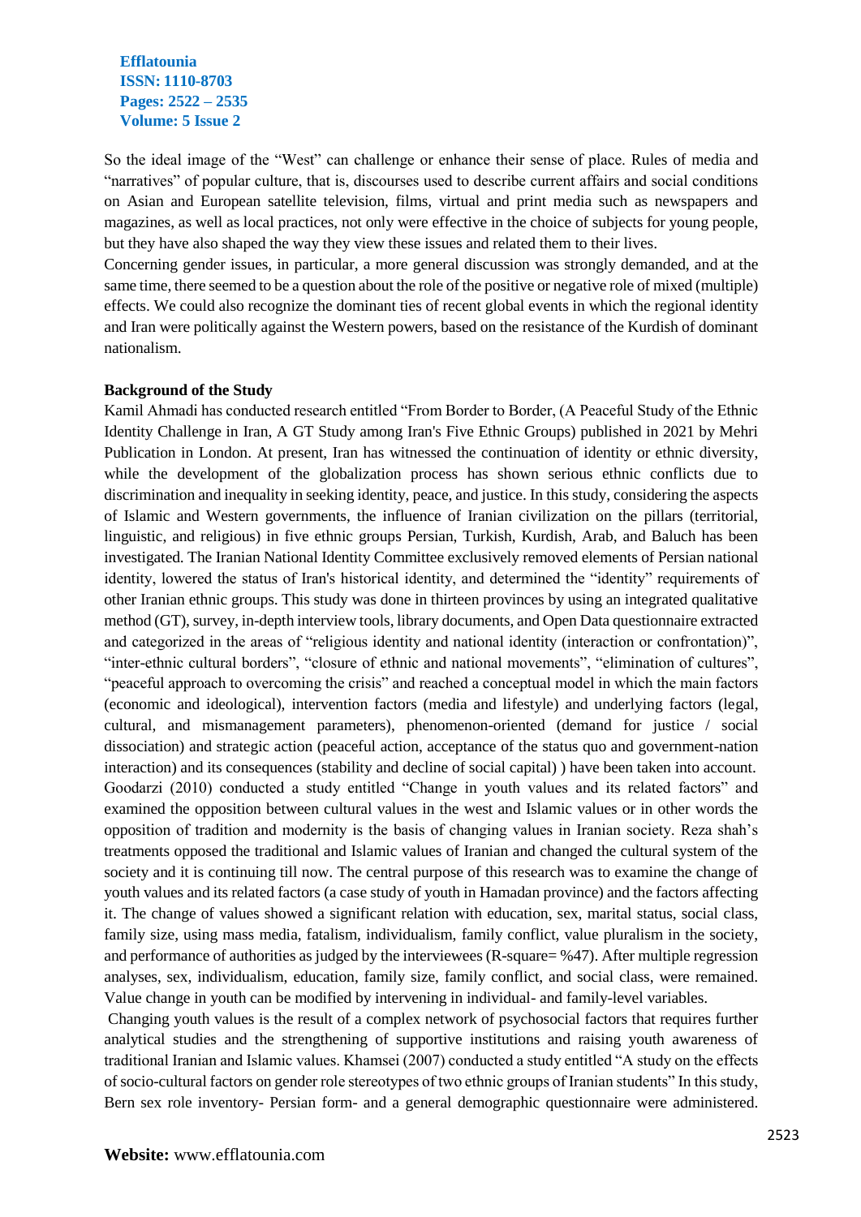So the ideal image of the "West" can challenge or enhance their sense of place. Rules of media and "narratives" of popular culture, that is, discourses used to describe current affairs and social conditions on Asian and European satellite television, films, virtual and print media such as newspapers and magazines, as well as local practices, not only were effective in the choice of subjects for young people, but they have also shaped the way they view these issues and related them to their lives.

Concerning gender issues, in particular, a more general discussion was strongly demanded, and at the same time, there seemed to be a question about the role of the positive or negative role of mixed (multiple) effects. We could also recognize the dominant ties of recent global events in which the regional identity and Iran were politically against the Western powers, based on the resistance of the Kurdish of dominant nationalism.

**Background of the Study**

Kamil Ahmadi has conducted research entitled "From Border to Border, (A Peaceful Study of the Ethnic Identity Challenge in Iran, A GT Study among Iran's Five Ethnic Groups) published in 2021 by Mehri Publication in London. At present, Iran has witnessed the continuation of identity or ethnic diversity, while the development of the globalization process has shown serious ethnic conflicts due to discrimination and inequality in seeking identity, peace, and justice. In this study, considering the aspects of Islamic and Western governments, the influence of Iranian civilization on the pillars (territorial, linguistic, and religious) in five ethnic groups Persian, Turkish, Kurdish, Arab, and Baluch has been investigated. The Iranian National Identity Committee exclusively removed elements of Persian national identity, lowered the status of Iran's historical identity, and determined the "identity" requirements of other Iranian ethnic groups. This study was done in thirteen provinces by using an integrated qualitative method (GT), survey, in-depth interview tools, library documents, and Open Data questionnaire extracted and categorized in the areas of "religious identity and national identity (interaction or confrontation)", "inter-ethnic cultural borders", "closure of ethnic and national movements", "elimination of cultures", "peaceful approach to overcoming the crisis" and reached a conceptual model in which the main factors (economic and ideological), intervention factors (media and lifestyle) and underlying factors (legal, cultural, and mismanagement parameters), phenomenon-oriented (demand for justice / social dissociation) and strategic action (peaceful action, acceptance of the status quo and government-nation interaction) and its consequences (stability and decline of social capital) ) have been taken into account.

Goodarzi (2010) conducted a study entitled "Change in youth values and its related factors" and examined the opposition between cultural values in the west and Islamic values or in other words the opposition of tradition and modernity is the basis of changing values in Iranian society. Reza shah's treatments opposed the traditional and Islamic values of Iranian and changed the cultural system of the society and it is continuing till now. The central purpose of this research was to examine the change of youth values and its related factors (a case study of youth in Hamadan province) and the factors affecting it. The change of values showed a significant relation with education, sex, marital status, social class, family size, using mass media, fatalism, individualism, family conflict, value pluralism in the society, and performance of authorities as judged by the interviewees (R-square= %47). After multiple regression analyses, sex, individualism, education, family size, family conflict, and social class, were remained. Value change in youth can be modified by intervening in individual- and family-level variables.

Changing youth values is the result of a complex network of psychosocial factors that requires further analytical studies and the strengthening of supportive institutions and raising youth awareness of traditional Iranian and Islamic values. Khamsei (2007) conducted a study entitled "A study on the effects of socio-cultural factors on gender role stereotypes of two ethnic groups of Iranian students" In this study, Bern sex role inventory- Persian form- and a general demographic questionnaire were administered.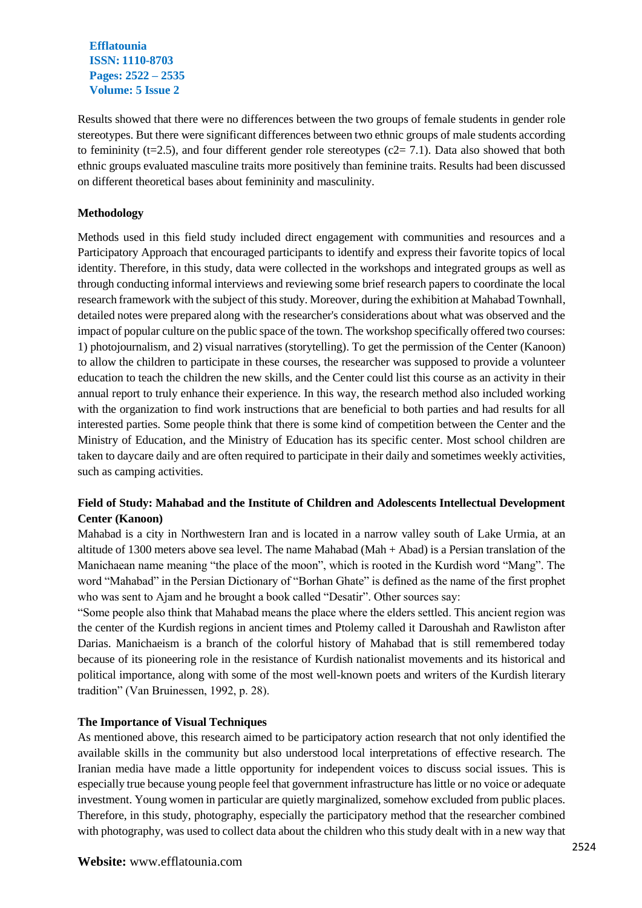Results showed that there were no differences between the two groups of female students in gender role stereotypes. But there were significant differences between two ethnic groups of male students according to femininity (t=2.5), and four different gender role stereotypes (c2= 7.1). Data also showed that both ethnic groups evaluated masculine traits more positively than feminine traits. Results had been discussed on different theoretical bases about femininity and masculinity.

## Methodology

Methods used in this field study included direct engagement with communities and resources and a Participatory Approach that encouraged participants to identify and express their favorite topics of local identity. Therefore, in this study, data were collected in the workshops and integrated groups as well as through conducting informal interviews and reviewing some brief research papers to coordinate the local research framework with the subject of this study. Moreover, during the exhibition at Mahabad Townhall, detailed notes were prepared along with the researcher's considerations about what was observed and the impact of popular culture on the public space of the town. The workshop specifically offered two courses: 1) photojournalism, and 2) visual narratives (storytelling). To get the permission of the Center (Kanoon) to allow the children to participate in these courses, the researcher was supposed to provide a volunteer education to teach the children the new skills, and the Center could list this course as an activity in their annual report to truly enhance their experience. In this way, the research method also included working with the organization to find work instructions that are beneficial to both parties and had results for all interested parties. Some people think that there is some kind of competition between the Center and the Ministry of Education, and the Ministry of Education has its specific center. Most school children are taken to daycare daily and are often required to participate in their daily and sometimes weekly activities, such as camping activities.

## Field of Study: Mahabad and the Institute of Children and Adolescents Intellectual Development Center (Kanoon)

Mahabad is a city in Northwestern Iran and is located in a narrow valley south of Lake Urmia, at an altitude of 1300 meters above sea level. The name Mahabad (Mah + Abad) is a Persian translation of the Manichaean name meaning "the place of the moon", which is rooted in the Kurdish word "Mang". The word "Mahabad" in the Persian Dictionary of "Borhan Ghate" is defined as the name of the first prophet who was sent to Ajam and he brought a book called "Desatir". Other sources say:

"Some people also think that Mahabad means the place where the elders settled. This ancient region was the center of the Kurdish regions in ancient times and Ptolemy called it Daroushah and Rawliston after Darias. Manichaeism is a branch of the colorful history of Mahabad that is still remembered today because of its pioneering role in the resistance of Kurdish nationalist movements and its historical and political importance, along with some of the most well-known poets and writers of the Kurdish literary tradition" (Van Bruinessen, 1992, p. 28).

## The Importance of Visual Techniques

As mentioned above, this research aimed to be participatory action research that not only identified the available skills in the community but also understood local interpretations of effective research. The Iranian media have made a little opportunity for independent voices to discuss social issues. This is especially true because young people feel that government infrastructure has little or no voice or adequate investment. Young women in particular are quietly marginalized, somehow excluded from public places. Therefore, in this study, photography, especially the participatory method that the researcher combined with photography, was used to collect data about the children who this study dealt with in a new way that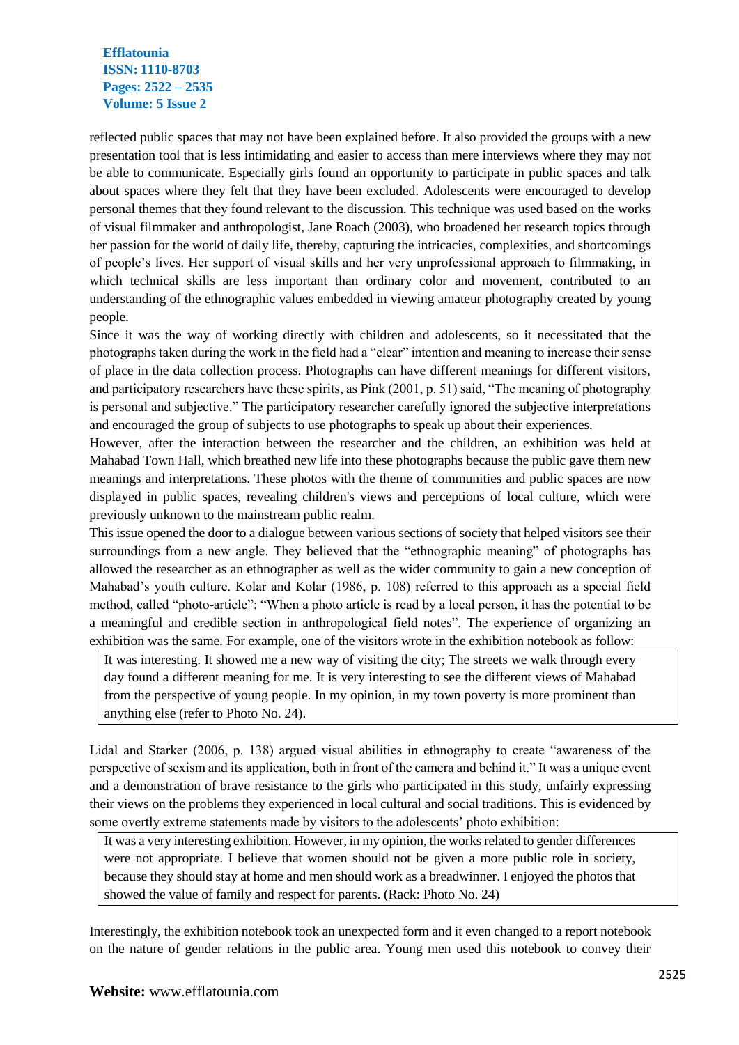reflected public spaces that may not have been explained before. It also provided the groups with a new presentation tool that is less intimidating and easier to access than mere interviews where they may not be able to communicate. Especially girls found an opportunity to participate in public spaces and talk about spaces where they felt that they have been excluded. Adolescents were encouraged to develop personal themes that they found relevant to the discussion. This technique was used based on the works of visual filmmaker and anthropologist, Jane Roach (2003), who broadened her research topics through her passion for the world of daily life, thereby, capturing the intricacies, complexities, and shortcomings of people's lives. Her support of visual skills and her very unprofessional approach to filmmaking, in which technical skills are less important than ordinary color and movement, contributed to an understanding of the ethnographic values embedded in viewing amateur photography created by young people.

Since it was the way of working directly with children and adolescents, so it necessitated that the photographs taken during the work in the field had a "clear" intention and meaning to increase their sense of place in the data collection process. Photographs can have different meanings for different visitors, and participatory researchers have these spirits, as Pink (2001, p. 51) said, "The meaning of photography is personal and subjective." The participatory researcher carefully ignored the subjective interpretations and encouraged the group of subjects to use photographs to speak up about their experiences.

However, after the interaction between the researcher and the children, an exhibition was held at Mahabad Town Hall, which breathed new life into these photographs because the public gave them new meanings and interpretations. These photos with the theme of communities and public spaces are now displayed in public spaces, revealing children's views and perceptions of local culture, which were previously unknown to the mainstream public realm.

This issue opened the door to a dialogue between various sections of society that helped visitors see their surroundings from a new angle. They believed that the "ethnographic meaning" of photographs has allowed the researcher as an ethnographer as well as the wider community to gain a new conception of Mahabad's youth culture. Kolar and Kolar (1986, p. 108) referred to this approach as a special field method, called "photo-article": "When a photo article is read by a local person, it has the potential to be a meaningful and credible section in anthropological field notes". The experience of organizing an exhibition was the same. For example, one of the visitors wrote in the exhibition notebook as follow:

> It was interesting. It showed me a new way of visiting the city; The streets we walk through every day found a different meaning for me. It is very interesting to see the different views of Mahabad from the perspective of young people. In my opinion, in my town poverty is more prominent than anything else (refer to Photo No. 24).

Lidal and Starker (2006, p. 138) argued visual abilities in ethnography to create "awareness of the perspective of sexism and its application, both in front of the camera and behind it." It was a unique event and a demonstration of brave resistance to the girls who participated in this study, unfairly expressing their views on the problems they experienced in local cultural and social traditions. This is evidenced by some overtly extreme statements made by visitors to the adolescents' photo exhibition:

> It was a very interesting exhibition. However, in my opinion, the works related to gender differences were not appropriate. I believe that women should not be given a more public role in society, because they should stay at home and men should work as a breadwinner. I enjoyed the photos that showed the value of family and respect for parents. (Rack: Photo No. 24)

Interestingly, the exhibition notebook took an unexpected form and it even changed to a report notebook on the nature of gender relations in the public area. Young men used this notebook to convey their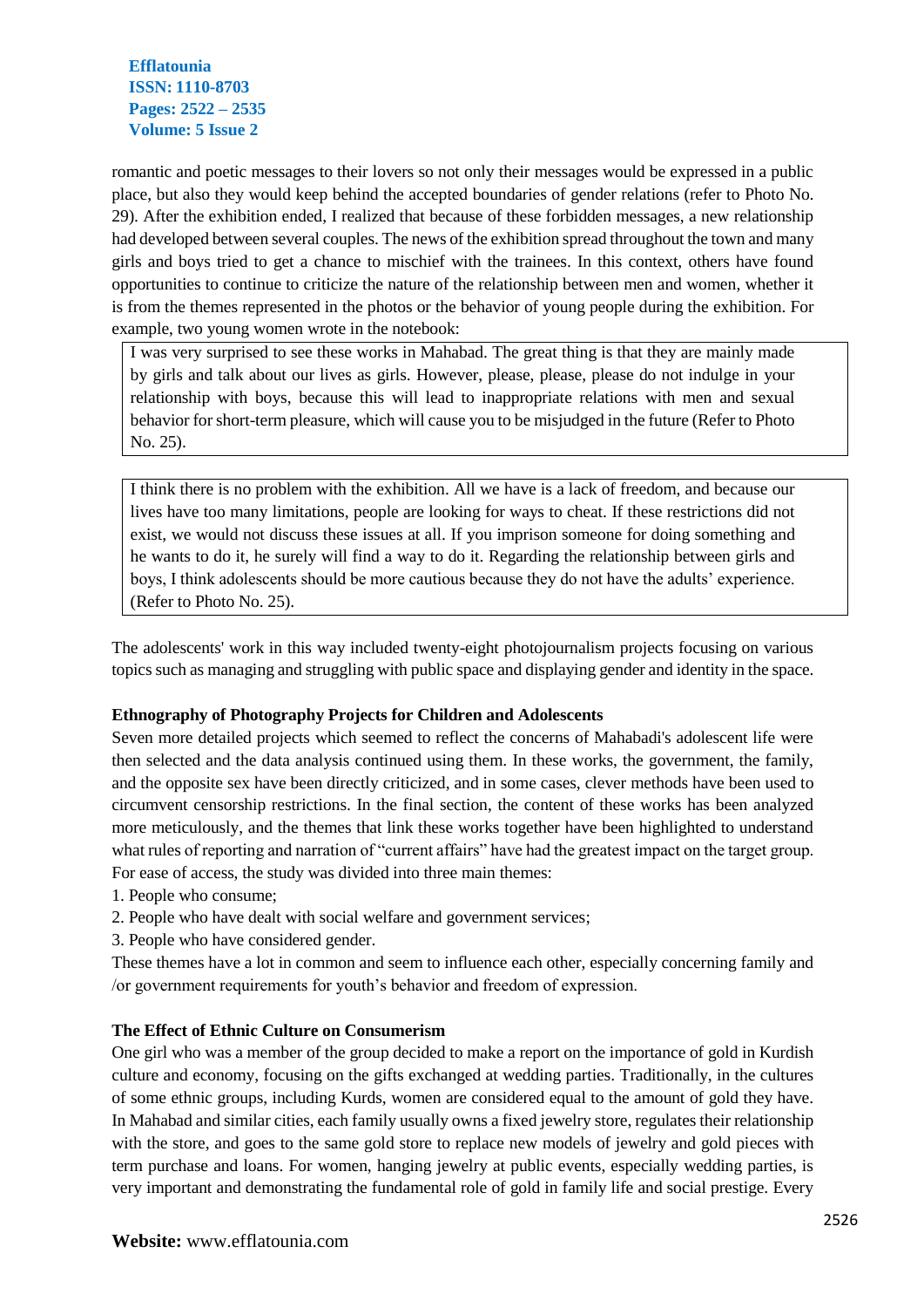romantic and poetic messages to their lovers so not only their messages would be expressed in a public place, but also they would keep behind the accepted boundaries of gender relations (refer to Photo No. 29). After the exhibition ended, I realized that because of these forbidden messages, a new relationship had developed between several couples. The news of the exhibition spread throughout the town and many girls and boys tried to get a chance to mischief with the trainees. In this context, others have found opportunities to continue to criticize the nature of the relationship between men and women, whether it is from the themes represented in the photos or the behavior of young people during the exhibition. For example, two young women wrote in the notebook:

> I was very surprised to see these works in Mahabad. The great thing is that they are mainly made by girls and talk about our lives as girls. However, please, please, please do not indulge in your relationship with boys, because this will lead to inappropriate relations with men and sexual behavior for short-term pleasure, which will cause you to be misjudged in the future (Refer to Photo No. 25).

> I think there is no problem with the exhibition. All we have is a lack of freedom, and because our lives have too many limitations, people are looking for ways to cheat. If these restrictions did not exist, we would not discuss these issues at all. If you imprison someone for doing something and he wants to do it, he surely will find a way to do it. Regarding the relationship between girls and boys, I think adolescents should be more cautious because they do not have the adults' experience. (Refer to Photo No. 25).

The adolescents' work in this way included twenty-eight photojournalism projects focusing on various topics such as managing and struggling with public space and displaying gender and identity in the space.

**Ethnography of Photography Projects for Children and Adolescents**

Seven more detailed projects which seemed to reflect the concerns of Mahabadi's adolescent life were then selected and the data analysis continued using them. In these works, the government, the family, and the opposite sex have been directly criticized, and in some cases, clever methods have been used to circumvent censorship restrictions. In the final section, the content of these works has been analyzed more meticulously, and the themes that link these works together have been highlighted to understand what rules of reporting and narration of "current affairs" have had the greatest impact on the target group. For ease of access, the study was divided into three main themes:

1. People who consume;
2. People who have dealt with social welfare and government services;
3. People who have considered gender.

These themes have a lot in common and seem to influence each other, especially concerning family and /or government requirements for youth's behavior and freedom of expression.

**The Effect of Ethnic Culture on Consumerism**

One girl who was a member of the group decided to make a report on the importance of gold in Kurdish culture and economy, focusing on the gifts exchanged at wedding parties. Traditionally, in the cultures of some ethnic groups, including Kurds, women are considered equal to the amount of gold they have. In Mahabad and similar cities, each family usually owns a fixed jewelry store, regulates their relationship with the store, and goes to the same gold store to replace new models of jewelry and gold pieces with term purchase and loans. For women, hanging jewelry at public events, especially wedding parties, is very important and demonstrating the fundamental role of gold in family life and social prestige. Every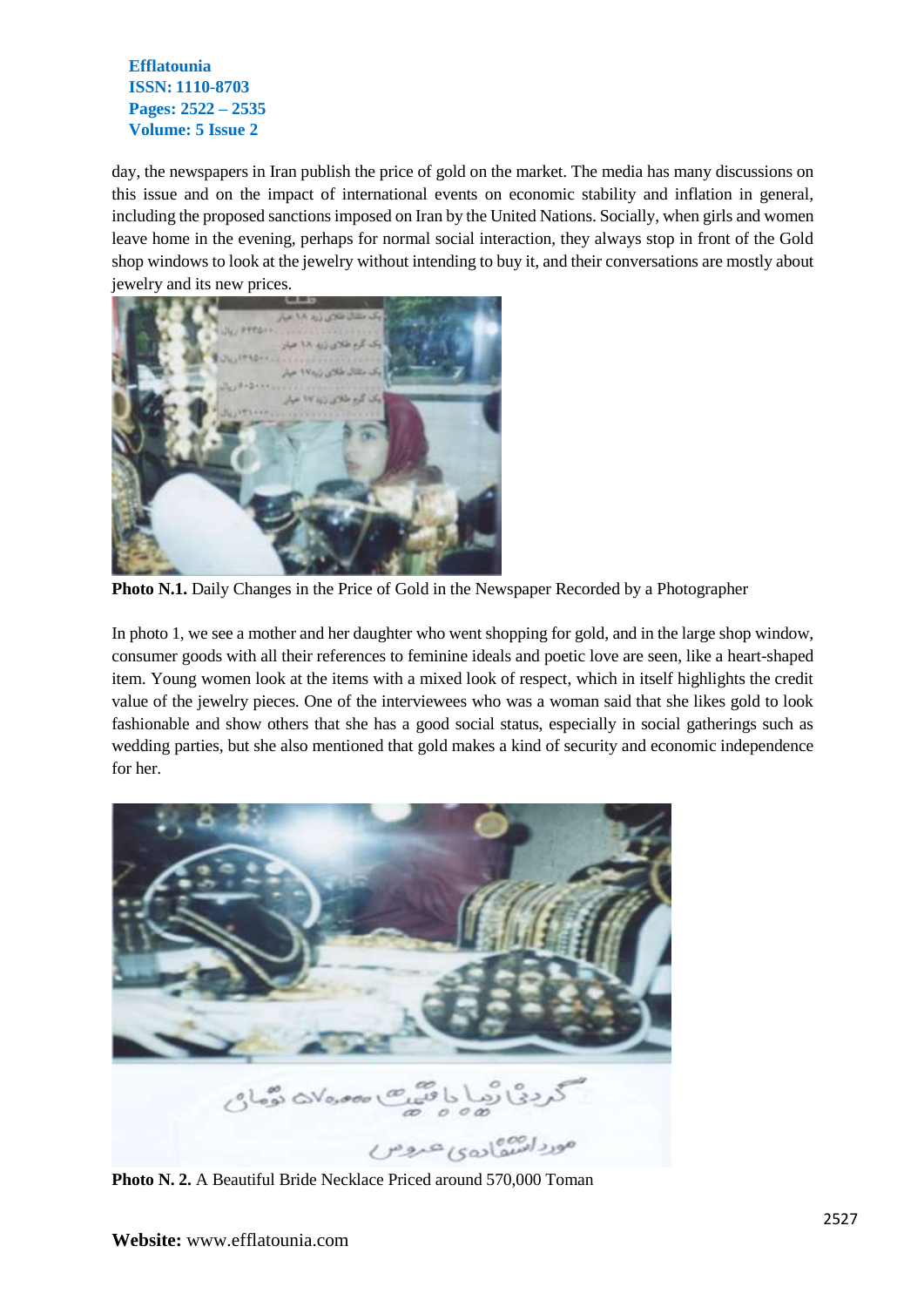day, the newspapers in Iran publish the price of gold on the market. The media has many discussions on this issue and on the impact of international events on economic stability and inflation in general, including the proposed sanctions imposed on Iran by the United Nations. Socially, when girls and women leave home in the evening, perhaps for normal social interaction, they always stop in front of the Gold shop windows to look at the jewelry without intending to buy it, and their conversations are mostly about jewelry and its new prices.

**Photo N.1.** Daily Changes in the Price of Gold in the Newspaper Recorded by a Photographer

In photo 1, we see a mother and her daughter who went shopping for gold, and in the large shop window, consumer goods with all their references to feminine ideals and poetic love are seen, like a heart-shaped item. Young women look at the items with a mixed look of respect, which in itself highlights the credit value of the jewelry pieces. One of the interviewees who was a woman said that she likes gold to look fashionable and show others that she has a good social status, especially in social gatherings such as wedding parties, but she also mentioned that gold makes a kind of security and economic independence for her.

**Photo N. 2.** A Beautiful Bride Necklace Priced around 570,000 Toman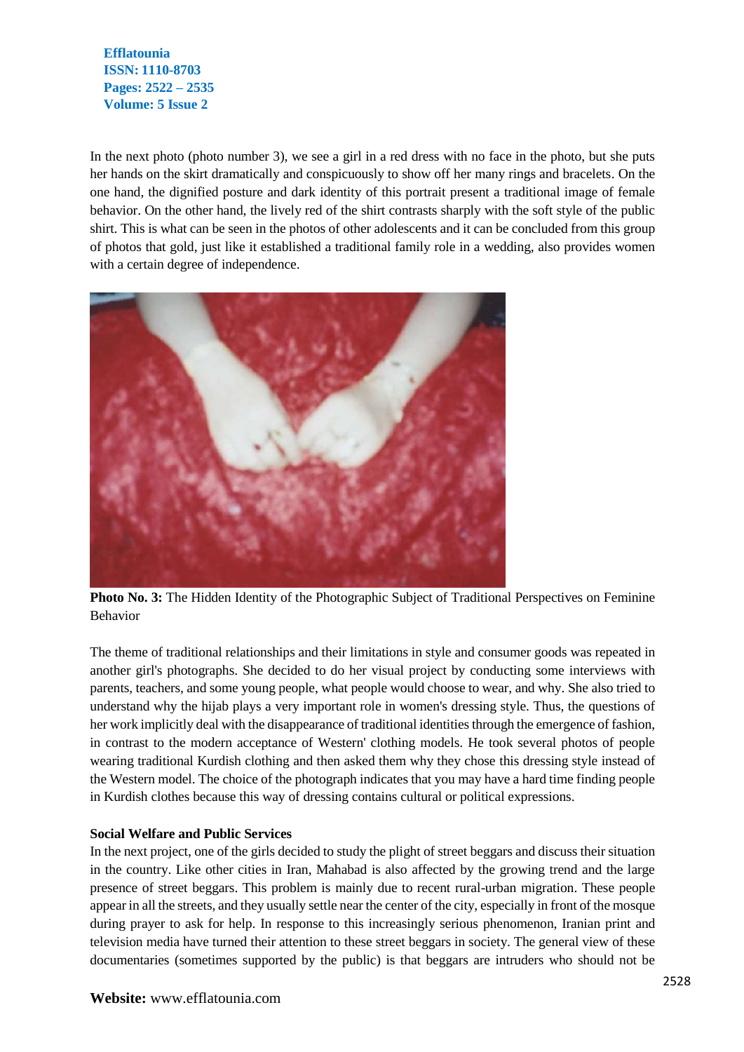In the next photo (photo number 3), we see a girl in a red dress with no face in the photo, but she puts her hands on the skirt dramatically and conspicuously to show off her many rings and bracelets. On the one hand, the dignified posture and dark identity of this portrait present a traditional image of female behavior. On the other hand, the lively red of the shirt contrasts sharply with the soft style of the public shirt. This is what can be seen in the photos of other adolescents and it can be concluded from this group of photos that gold, just like it established a traditional family role in a wedding, also provides women with a certain degree of independence.

**Photo No. 3:** The Hidden Identity of the Photographic Subject of Traditional Perspectives on Feminine Behavior

The theme of traditional relationships and their limitations in style and consumer goods was repeated in another girl's photographs. She decided to do her visual project by conducting some interviews with parents, teachers, and some young people, what people would choose to wear, and why. She also tried to understand why the hijab plays a very important role in women's dressing style. Thus, the questions of her work implicitly deal with the disappearance of traditional identities through the emergence of fashion, in contrast to the modern acceptance of Western' clothing models. He took several photos of people wearing traditional Kurdish clothing and then asked them why they chose this dressing style instead of the Western model. The choice of the photograph indicates that you may have a hard time finding people in Kurdish clothes because this way of dressing contains cultural or political expressions.

**Social Welfare and Public Services**

In the next project, one of the girls decided to study the plight of street beggars and discuss their situation in the country. Like other cities in Iran, Mahabad is also affected by the growing trend and the large presence of street beggars. This problem is mainly due to recent rural-urban migration. These people appear in all the streets, and they usually settle near the center of the city, especially in front of the mosque during prayer to ask for help. In response to this increasingly serious phenomenon, Iranian print and television media have turned their attention to these street beggars in society. The general view of these documentaries (sometimes supported by the public) is that beggars are intruders who should not be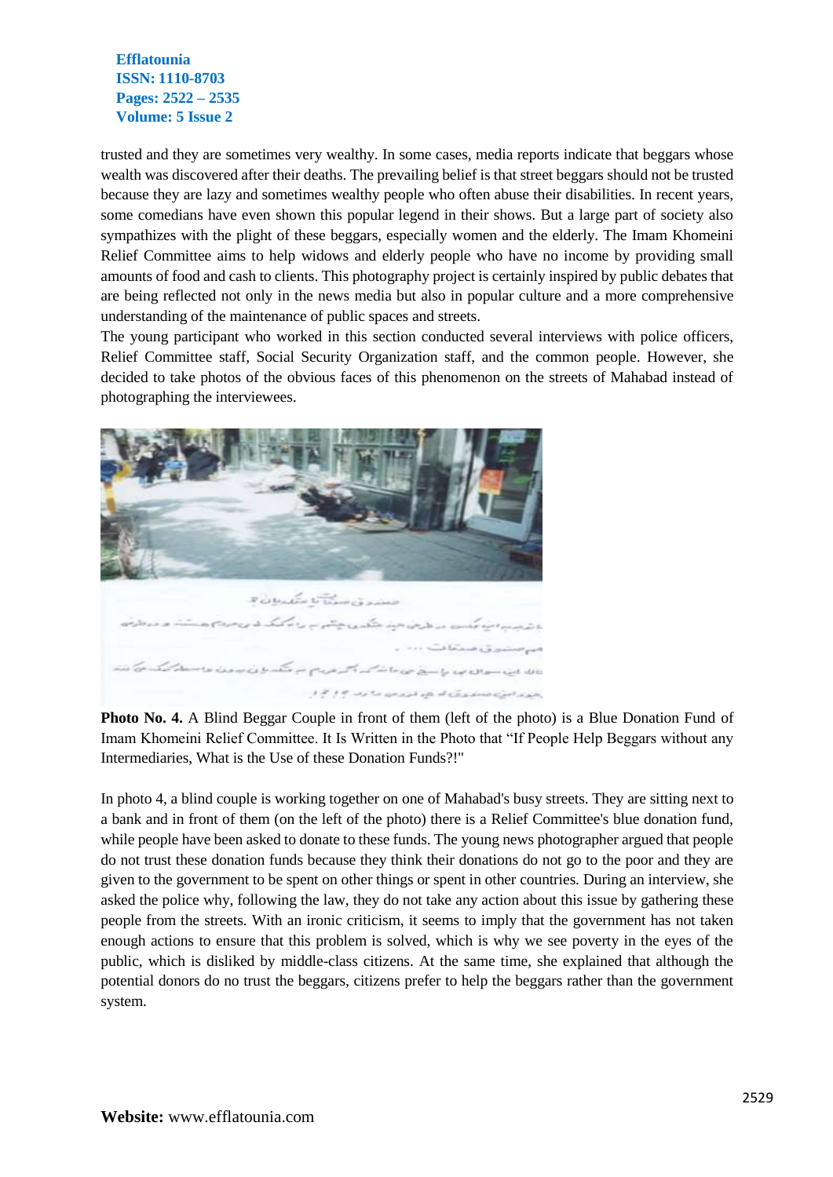trusted and they are sometimes very wealthy. In some cases, media reports indicate that beggars whose wealth was discovered after their deaths. The prevailing belief is that street beggars should not be trusted because they are lazy and sometimes wealthy people who often abuse their disabilities. In recent years, some comedians have even shown this popular legend in their shows. But a large part of society also sympathizes with the plight of these beggars, especially women and the elderly. The Imam Khomeini Relief Committee aims to help widows and elderly people who have no income by providing small amounts of food and cash to clients. This photography project is certainly inspired by public debates that are being reflected not only in the news media but also in popular culture and a more comprehensive understanding of the maintenance of public spaces and streets.

The young participant who worked in this section conducted several interviews with police officers, Relief Committee staff, Social Security Organization staff, and the common people. However, she decided to take photos of the obvious faces of this phenomenon on the streets of Mahabad instead of photographing the interviewees.

**Photo No. 4.** A Blind Beggar Couple in front of them (left of the photo) is a Blue Donation Fund of Imam Khomeini Relief Committee. It Is Written in the Photo that "If People Help Beggars without any Intermediaries, What is the Use of these Donation Funds?!"

In photo 4, a blind couple is working together on one of Mahabad's busy streets. They are sitting next to a bank and in front of them (on the left of the photo) there is a Relief Committee's blue donation fund, while people have been asked to donate to these funds. The young news photographer argued that people do not trust these donation funds because they think their donations do not go to the poor and they are given to the government to be spent on other things or spent in other countries. During an interview, she asked the police why, following the law, they do not take any action about this issue by gathering these people from the streets. With an ironic criticism, it seems to imply that the government has not taken enough actions to ensure that this problem is solved, which is why we see poverty in the eyes of the public, which is disliked by middle-class citizens. At the same time, she explained that although the potential donors do no trust the beggars, citizens prefer to help the beggars rather than the government system.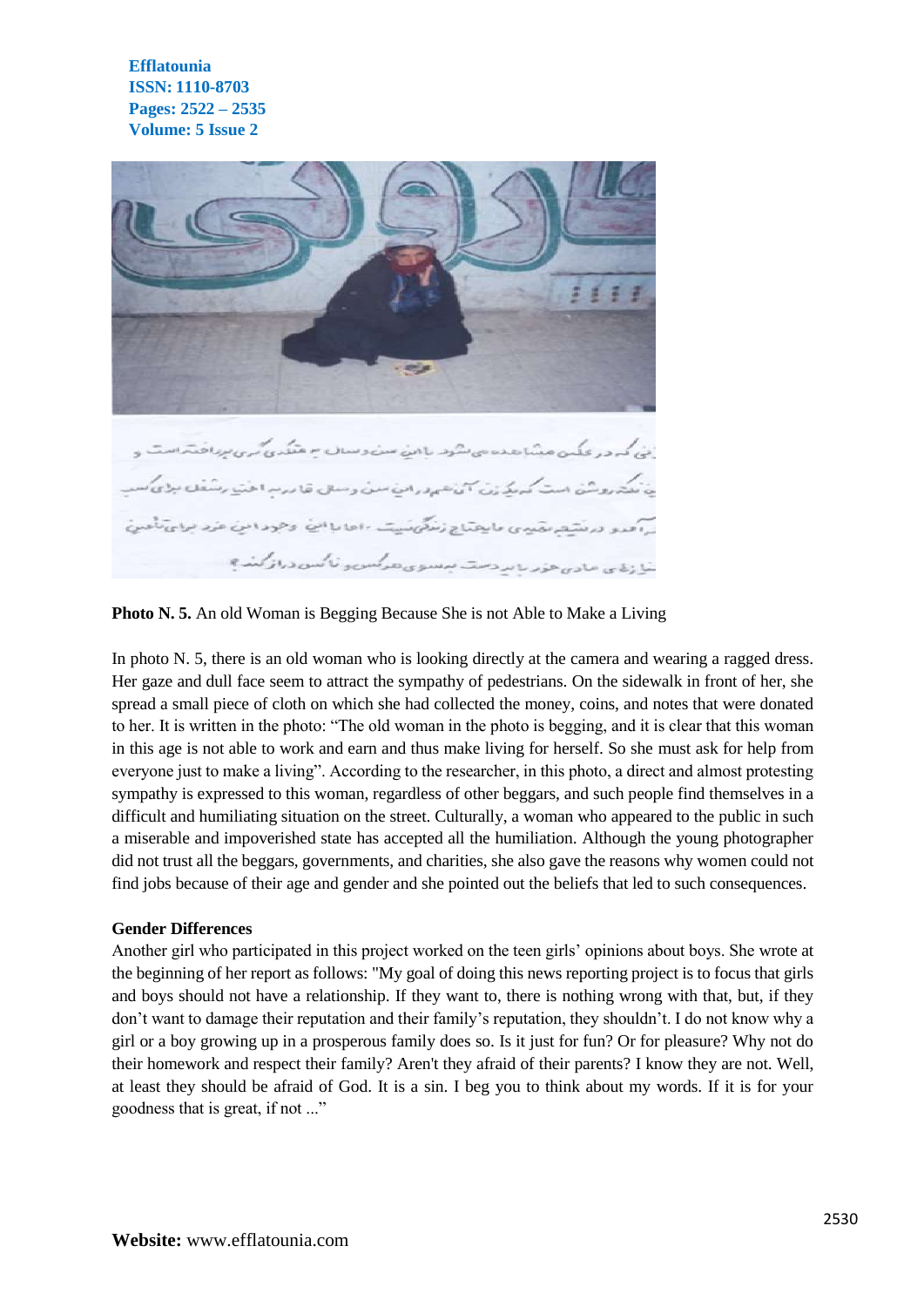**Photo N. 5.** An old Woman is Begging Because She is not Able to Make a Living

In photo N. 5, there is an old woman who is looking directly at the camera and wearing a ragged dress. Her gaze and dull face seem to attract the sympathy of pedestrians. On the sidewalk in front of her, she spread a small piece of cloth on which she had collected the money, coins, and notes that were donated to her. It is written in the photo: "The old woman in the photo is begging, and it is clear that this woman in this age is not able to work and earn and thus make living for herself. So she must ask for help from everyone just to make a living". According to the researcher, in this photo, a direct and almost protesting sympathy is expressed to this woman, regardless of other beggars, and such people find themselves in a difficult and humiliating situation on the street. Culturally, a woman who appeared to the public in such a miserable and impoverished state has accepted all the humiliation. Although the young photographer did not trust all the beggars, governments, and charities, she also gave the reasons why women could not find jobs because of their age and gender and she pointed out the beliefs that led to such consequences.

**Gender Differences**

Another girl who participated in this project worked on the teen girls' opinions about boys. She wrote at the beginning of her report as follows: "My goal of doing this news reporting project is to focus that girls and boys should not have a relationship. If they want to, there is nothing wrong with that, but, if they don't want to damage their reputation and their family's reputation, they shouldn't. I do not know why a girl or a boy growing up in a prosperous family does so. Is it just for fun? Or for pleasure? Why not do their homework and respect their family? Aren't they afraid of their parents? I know they are not. Well, at least they should be afraid of God. It is a sin. I beg you to think about my words. If it is for your goodness that is great, if not ..."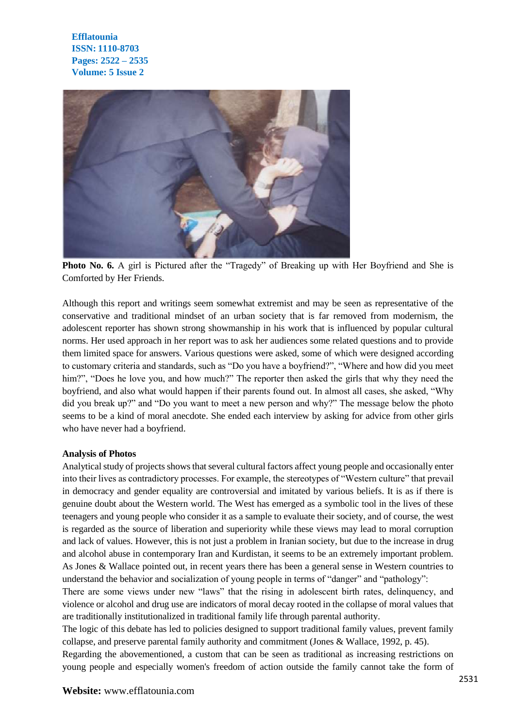**Photo No. 6.** A girl is Pictured after the "Tragedy" of Breaking up with Her Boyfriend and She is Comforted by Her Friends.

Although this report and writings seem somewhat extremist and may be seen as representative of the conservative and traditional mindset of an urban society that is far removed from modernism, the adolescent reporter has shown strong showmanship in his work that is influenced by popular cultural norms. Her used approach in her report was to ask her audiences some related questions and to provide them limited space for answers. Various questions were asked, some of which were designed according to customary criteria and standards, such as "Do you have a boyfriend?", "Where and how did you meet him?", "Does he love you, and how much?" The reporter then asked the girls that why they need the boyfriend, and also what would happen if their parents found out. In almost all cases, she asked, "Why did you break up?" and "Do you want to meet a new person and why?" The message below the photo seems to be a kind of moral anecdote. She ended each interview by asking for advice from other girls who have never had a boyfriend.

**Analysis of Photos**

Analytical study of projects shows that several cultural factors affect young people and occasionally enter into their lives as contradictory processes. For example, the stereotypes of "Western culture" that prevail in democracy and gender equality are controversial and imitated by various beliefs. It is as if there is genuine doubt about the Western world. The West has emerged as a symbolic tool in the lives of these teenagers and young people who consider it as a sample to evaluate their society, and of course, the west is regarded as the source of liberation and superiority while these views may lead to moral corruption and lack of values. However, this is not just a problem in Iranian society, but due to the increase in drug and alcohol abuse in contemporary Iran and Kurdistan, it seems to be an extremely important problem. As Jones & Wallace pointed out, in recent years there has been a general sense in Western countries to understand the behavior and socialization of young people in terms of "danger" and "pathology":

There are some views under new "laws" that the rising in adolescent birth rates, delinquency, and violence or alcohol and drug use are indicators of moral decay rooted in the collapse of moral values that are traditionally institutionalized in traditional family life through parental authority.

The logic of this debate has led to policies designed to support traditional family values, prevent family collapse, and preserve parental family authority and commitment (Jones & Wallace, 1992, p. 45).

Regarding the abovementioned, a custom that can be seen as traditional as increasing restrictions on young people and especially women's freedom of action outside the family cannot take the form of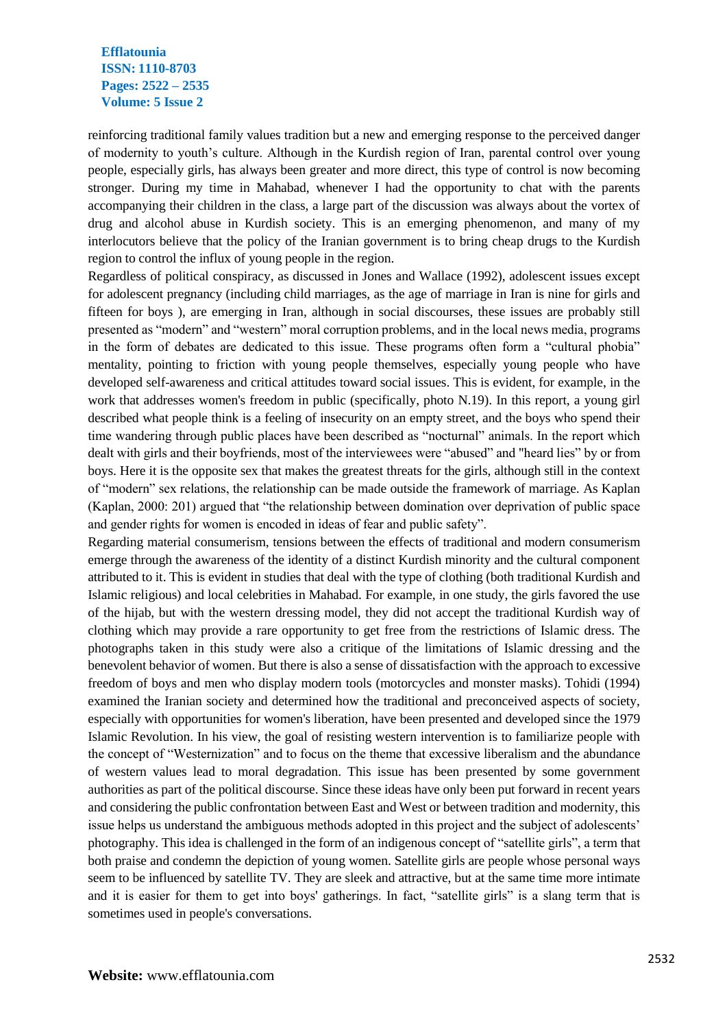reinforcing traditional family values tradition but a new and emerging response to the perceived danger of modernity to youth's culture. Although in the Kurdish region of Iran, parental control over young people, especially girls, has always been greater and more direct, this type of control is now becoming stronger. During my time in Mahabad, whenever I had the opportunity to chat with the parents accompanying their children in the class, a large part of the discussion was always about the vortex of drug and alcohol abuse in Kurdish society. This is an emerging phenomenon, and many of my interlocutors believe that the policy of the Iranian government is to bring cheap drugs to the Kurdish region to control the influx of young people in the region.

Regardless of political conspiracy, as discussed in Jones and Wallace (1992), adolescent issues except for adolescent pregnancy (including child marriages, as the age of marriage in Iran is nine for girls and fifteen for boys ), are emerging in Iran, although in social discourses, these issues are probably still presented as "modern" and "western" moral corruption problems, and in the local news media, programs in the form of debates are dedicated to this issue. These programs often form a "cultural phobia" mentality, pointing to friction with young people themselves, especially young people who have developed self-awareness and critical attitudes toward social issues. This is evident, for example, in the work that addresses women's freedom in public (specifically, photo N.19). In this report, a young girl described what people think is a feeling of insecurity on an empty street, and the boys who spend their time wandering through public places have been described as "nocturnal" animals. In the report which dealt with girls and their boyfriends, most of the interviewees were "abused" and "heard lies" by or from boys. Here it is the opposite sex that makes the greatest threats for the girls, although still in the context of "modern" sex relations, the relationship can be made outside the framework of marriage. As Kaplan (Kaplan, 2000: 201) argued that "the relationship between domination over deprivation of public space and gender rights for women is encoded in ideas of fear and public safety".

Regarding material consumerism, tensions between the effects of traditional and modern consumerism emerge through the awareness of the identity of a distinct Kurdish minority and the cultural component attributed to it. This is evident in studies that deal with the type of clothing (both traditional Kurdish and Islamic religious) and local celebrities in Mahabad. For example, in one study, the girls favored the use of the hijab, but with the western dressing model, they did not accept the traditional Kurdish way of clothing which may provide a rare opportunity to get free from the restrictions of Islamic dress. The photographs taken in this study were also a critique of the limitations of Islamic dressing and the benevolent behavior of women. But there is also a sense of dissatisfaction with the approach to excessive freedom of boys and men who display modern tools (motorcycles and monster masks). Tohidi (1994) examined the Iranian society and determined how the traditional and preconceived aspects of society, especially with opportunities for women's liberation, have been presented and developed since the 1979 Islamic Revolution. In his view, the goal of resisting western intervention is to familiarize people with the concept of "Westernization" and to focus on the theme that excessive liberalism and the abundance of western values lead to moral degradation. This issue has been presented by some government authorities as part of the political discourse. Since these ideas have only been put forward in recent years and considering the public confrontation between East and West or between tradition and modernity, this issue helps us understand the ambiguous methods adopted in this project and the subject of adolescents' photography. This idea is challenged in the form of an indigenous concept of "satellite girls", a term that both praise and condemn the depiction of young women. Satellite girls are people whose personal ways seem to be influenced by satellite TV. They are sleek and attractive, but at the same time more intimate and it is easier for them to get into boys' gatherings. In fact, "satellite girls" is a slang term that is sometimes used in people's conversations.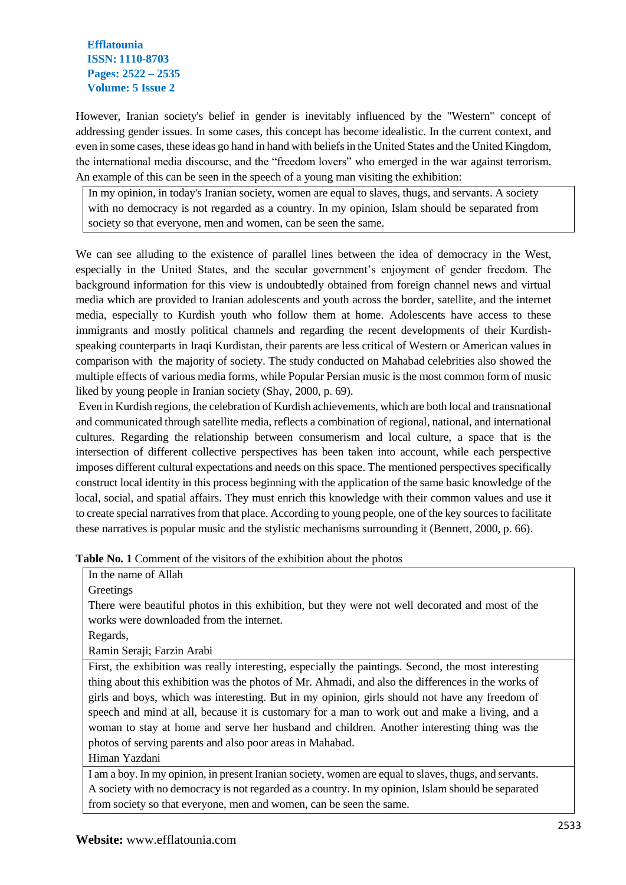However, Iranian society's belief in gender is inevitably influenced by the "Western" concept of addressing gender issues. In some cases, this concept has become idealistic. In the current context, and even in some cases, these ideas go hand in hand with beliefs in the United States and the United Kingdom, the international media discourse, and the "freedom lovers" who emerged in the war against terrorism. An example of this can be seen in the speech of a young man visiting the exhibition:

> In my opinion, in today's Iranian society, women are equal to slaves, thugs, and servants. A society with no democracy is not regarded as a country. In my opinion, Islam should be separated from society so that everyone, men and women, can be seen the same.

We can see alluding to the existence of parallel lines between the idea of democracy in the West, especially in the United States, and the secular government's enjoyment of gender freedom. The background information for this view is undoubtedly obtained from foreign channel news and virtual media which are provided to Iranian adolescents and youth across the border, satellite, and the internet media, especially to Kurdish youth who follow them at home. Adolescents have access to these immigrants and mostly political channels and regarding the recent developments of their Kurdish-speaking counterparts in Iraqi Kurdistan, their parents are less critical of Western or American values in comparison with the majority of society. The study conducted on Mahabad celebrities also showed the multiple effects of various media forms, while Popular Persian music is the most common form of music liked by young people in Iranian society (Shay, 2000, p. 69).

Even in Kurdish regions, the celebration of Kurdish achievements, which are both local and transnational and communicated through satellite media, reflects a combination of regional, national, and international cultures. Regarding the relationship between consumerism and local culture, a space that is the intersection of different collective perspectives has been taken into account, while each perspective imposes different cultural expectations and needs on this space. The mentioned perspectives specifically construct local identity in this process beginning with the application of the same basic knowledge of the local, social, and spatial affairs. They must enrich this knowledge with their common values and use it to create special narratives from that place. According to young people, one of the key sources to facilitate these narratives is popular music and the stylistic mechanisms surrounding it (Bennett, 2000, p. 66).

**Table No. 1** Comment of the visitors of the exhibition about the photos

| Comment |
|---|
| In the name of Allah<br>Greetings<br>There were beautiful photos in this exhibition, but they were not well decorated and most of the works were downloaded from the internet.<br>Regards,<br>Ramin Seraji; Farzin Arabi |
| First, the exhibition was really interesting, especially the paintings. Second, the most interesting thing about this exhibition was the photos of Mr. Ahmadi, and also the differences in the works of girls and boys, which was interesting. But in my opinion, girls should not have any freedom of speech and mind at all, because it is customary for a man to work out and make a living, and a woman to stay at home and serve her husband and children. Another interesting thing was the photos of serving parents and also poor areas in Mahabad.<br>Himan Yazdani |
| I am a boy. In my opinion, in present Iranian society, women are equal to slaves, thugs, and servants. A society with no democracy is not regarded as a country. In my opinion, Islam should be separated from society so that everyone, men and women, can be seen the same. |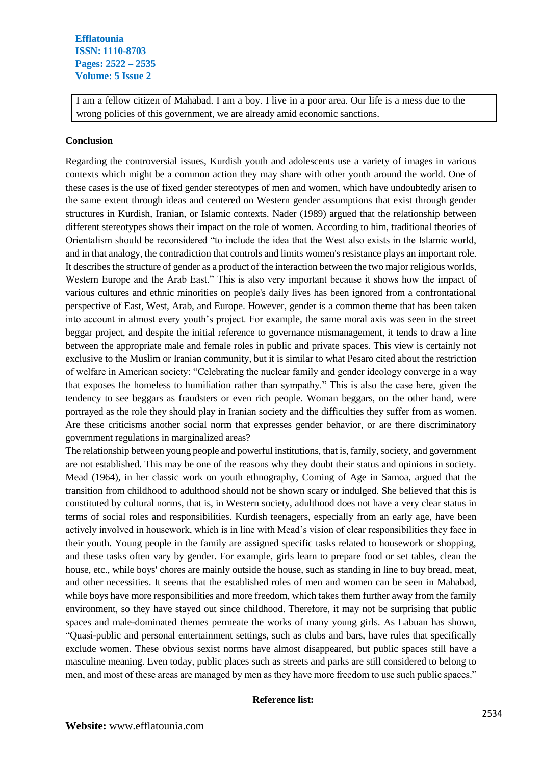I am a fellow citizen of Mahabad. I am a boy. I live in a poor area. Our life is a mess due to the wrong policies of this government, we are already amid economic sanctions.

## Conclusion

Regarding the controversial issues, Kurdish youth and adolescents use a variety of images in various contexts which might be a common action they may share with other youth around the world. One of these cases is the use of fixed gender stereotypes of men and women, which have undoubtedly arisen to the same extent through ideas and centered on Western gender assumptions that exist through gender structures in Kurdish, Iranian, or Islamic contexts. Nader (1989) argued that the relationship between different stereotypes shows their impact on the role of women. According to him, traditional theories of Orientalism should be reconsidered "to include the idea that the West also exists in the Islamic world, and in that analogy, the contradiction that controls and limits women's resistance plays an important role. It describes the structure of gender as a product of the interaction between the two major religious worlds, Western Europe and the Arab East." This is also very important because it shows how the impact of various cultures and ethnic minorities on people's daily lives has been ignored from a confrontational perspective of East, West, Arab, and Europe. However, gender is a common theme that has been taken into account in almost every youth's project. For example, the same moral axis was seen in the street beggar project, and despite the initial reference to governance mismanagement, it tends to draw a line between the appropriate male and female roles in public and private spaces. This view is certainly not exclusive to the Muslim or Iranian community, but it is similar to what Pesaro cited about the restriction of welfare in American society: "Celebrating the nuclear family and gender ideology converge in a way that exposes the homeless to humiliation rather than sympathy." This is also the case here, given the tendency to see beggars as fraudsters or even rich people. Woman beggars, on the other hand, were portrayed as the role they should play in Iranian society and the difficulties they suffer from as women. Are these criticisms another social norm that expresses gender behavior, or are there discriminatory government regulations in marginalized areas?

The relationship between young people and powerful institutions, that is, family, society, and government are not established. This may be one of the reasons why they doubt their status and opinions in society. Mead (1964), in her classic work on youth ethnography, Coming of Age in Samoa, argued that the transition from childhood to adulthood should not be shown scary or indulged. She believed that this is constituted by cultural norms, that is, in Western society, adulthood does not have a very clear status in terms of social roles and responsibilities. Kurdish teenagers, especially from an early age, have been actively involved in housework, which is in line with Mead's vision of clear responsibilities they face in their youth. Young people in the family are assigned specific tasks related to housework or shopping, and these tasks often vary by gender. For example, girls learn to prepare food or set tables, clean the house, etc., while boys' chores are mainly outside the house, such as standing in line to buy bread, meat, and other necessities. It seems that the established roles of men and women can be seen in Mahabad, while boys have more responsibilities and more freedom, which takes them further away from the family environment, so they have stayed out since childhood. Therefore, it may not be surprising that public spaces and male-dominated themes permeate the works of many young girls. As Labuan has shown, "Quasi-public and personal entertainment settings, such as clubs and bars, have rules that specifically exclude women. These obvious sexist norms have almost disappeared, but public spaces still have a masculine meaning. Even today, public places such as streets and parks are still considered to belong to men, and most of these areas are managed by men as they have more freedom to use such public spaces."

## Reference list: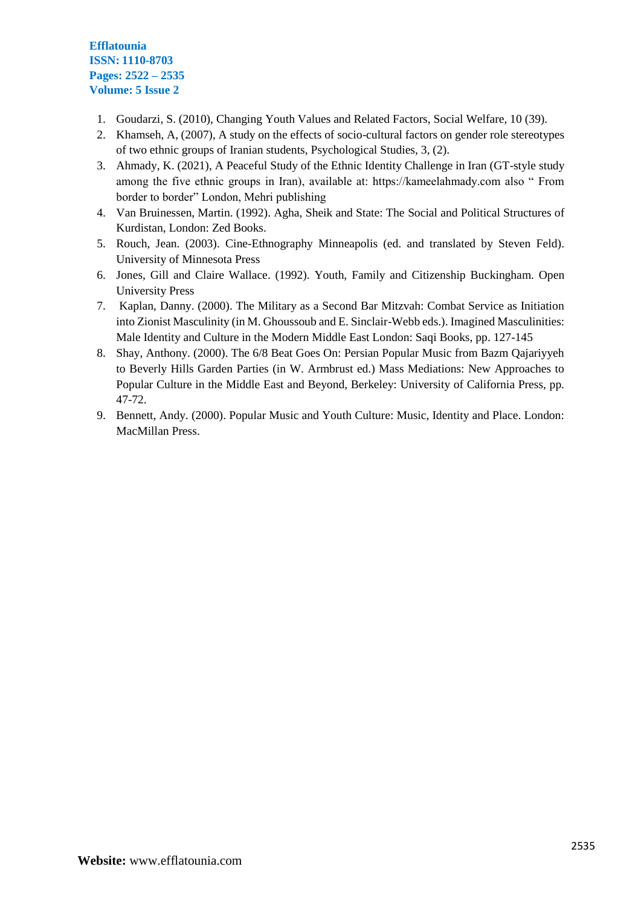1. Goudarzi, S. (2010), Changing Youth Values and Related Factors, Social Welfare, 10 (39).
2. Khamseh, A, (2007), A study on the effects of socio-cultural factors on gender role stereotypes of two ethnic groups of Iranian students, Psychological Studies, 3, (2).
3. Ahmady, K. (2021), A Peaceful Study of the Ethnic Identity Challenge in Iran (GT-style study among the five ethnic groups in Iran), available at: https://kameelahmady.com also " From border to border" London, Mehri publishing
4. Van Bruinessen, Martin. (1992). Agha, Sheik and State: The Social and Political Structures of Kurdistan, London: Zed Books.
5. Rouch, Jean. (2003). Cine-Ethnography Minneapolis (ed. and translated by Steven Feld). University of Minnesota Press
6. Jones, Gill and Claire Wallace. (1992). Youth, Family and Citizenship Buckingham. Open University Press
7. Kaplan, Danny. (2000). The Military as a Second Bar Mitzvah: Combat Service as Initiation into Zionist Masculinity (in M. Ghoussoub and E. Sinclair-Webb eds.). Imagined Masculinities: Male Identity and Culture in the Modern Middle East London: Saqi Books, pp. 127-145
8. Shay, Anthony. (2000). The 6/8 Beat Goes On: Persian Popular Music from Bazm Qajariyyeh to Beverly Hills Garden Parties (in W. Armbrust ed.) Mass Mediations: New Approaches to Popular Culture in the Middle East and Beyond, Berkeley: University of California Press, pp. 47-72.
9. Bennett, Andy. (2000). Popular Music and Youth Culture: Music, Identity and Place. London: MacMillan Press.